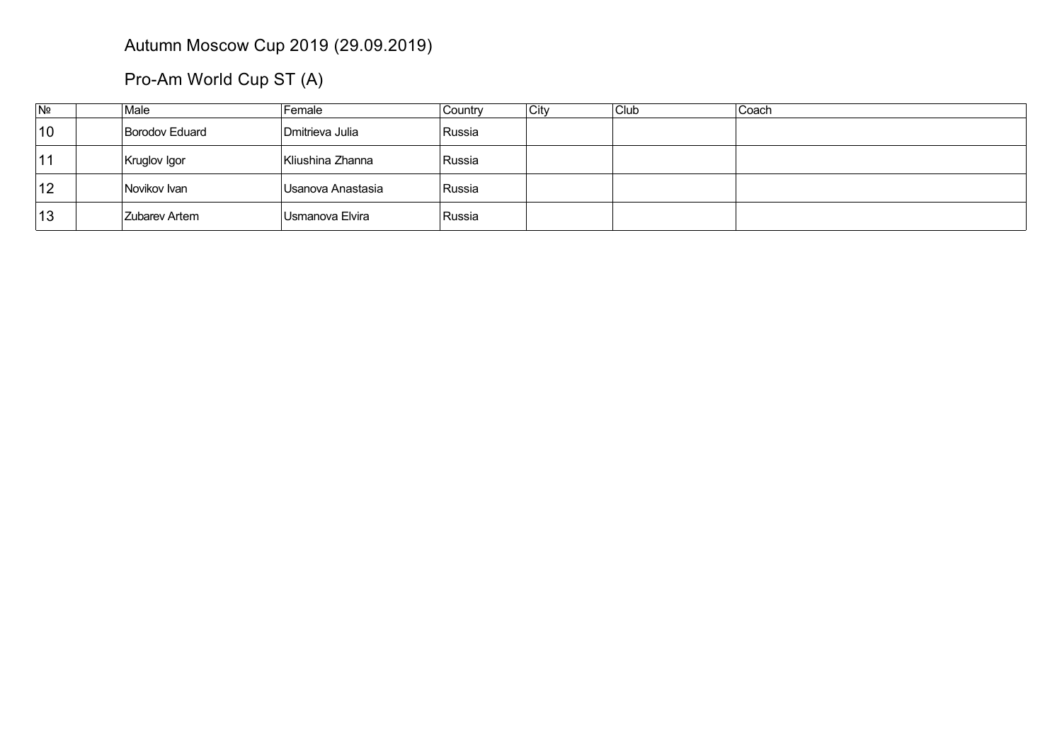# Autumn Moscow Cup 2019 (29.09.2019)

## Pro-Am World Cup ST (A)

| № | | Male | Female | Country | City | Club | Coach |
|---|---|---|---|---|---|---|---|
| 10 | | Borodov Eduard | Dmitrieva Julia | Russia | | | |
| 11 | | Kruglov Igor | Kliushina Zhanna | Russia | | | |
| 12 | | Novikov Ivan | Usanova Anastasia | Russia | | | |
| 13 | | Zubarev Artem | Usmanova Elvira | Russia | | | |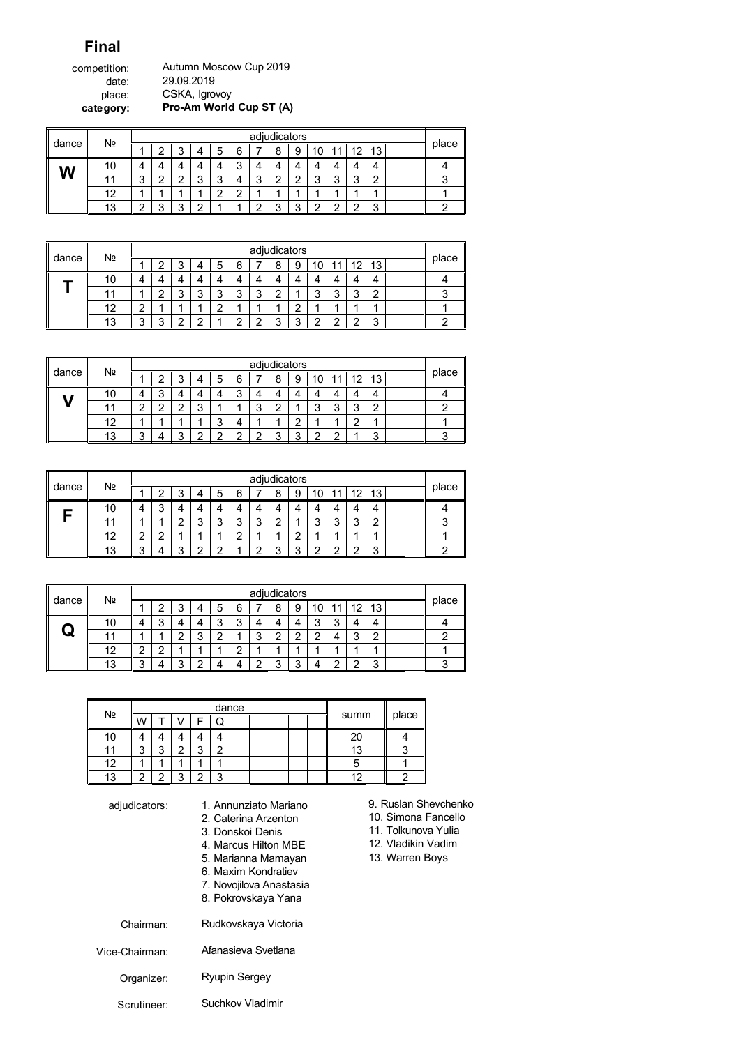## Final

| | |
|---|---|
| competition: | Autumn Moscow Cup 2019 |
| date: | 29.09.2019 |
| place: | CSKA, Igrovoy |
| **category:** | **Pro-Am World Cup ST (A)** |

| dance | № | adjudicators | | | | | | | | | | | | | | | place |
|---|---|---|---|---|---|---|---|---|---|---|---|---|---|---|---|---|---|
| | | 1 | 2 | 3 | 4 | 5 | 6 | 7 | 8 | 9 | 10 | 11 | 12 | 13 | | | |
| **W** | 10 | 4 | 4 | 4 | 4 | 4 | 3 | 4 | 4 | 4 | 4 | 4 | 4 | 4 | | | 4 |
| | 11 | 3 | 2 | 2 | 3 | 3 | 4 | 3 | 2 | 2 | 3 | 3 | 3 | 2 | | | 3 |
| | 12 | 1 | 1 | 1 | 1 | 2 | 2 | 1 | 1 | 1 | 1 | 1 | 1 | 1 | | | 1 |
| | 13 | 2 | 3 | 3 | 2 | 1 | 1 | 2 | 3 | 3 | 2 | 2 | 2 | 3 | | | 2 |

| dance | № | adjudicators | | | | | | | | | | | | | | | place |
|---|---|---|---|---|---|---|---|---|---|---|---|---|---|---|---|---|---|
| | | 1 | 2 | 3 | 4 | 5 | 6 | 7 | 8 | 9 | 10 | 11 | 12 | 13 | | | |
| **T** | 10 | 4 | 4 | 4 | 4 | 4 | 4 | 4 | 4 | 4 | 4 | 4 | 4 | 4 | | | 4 |
| | 11 | 1 | 2 | 3 | 3 | 3 | 3 | 3 | 2 | 1 | 3 | 3 | 3 | 2 | | | 3 |
| | 12 | 2 | 1 | 1 | 1 | 2 | 1 | 1 | 1 | 2 | 1 | 1 | 1 | 1 | | | 1 |
| | 13 | 3 | 3 | 2 | 2 | 1 | 2 | 2 | 3 | 3 | 2 | 2 | 2 | 3 | | | 2 |

| dance | № | adjudicators | | | | | | | | | | | | | | | place |
|---|---|---|---|---|---|---|---|---|---|---|---|---|---|---|---|---|---|
| | | 1 | 2 | 3 | 4 | 5 | 6 | 7 | 8 | 9 | 10 | 11 | 12 | 13 | | | |
| **V** | 10 | 4 | 3 | 4 | 4 | 4 | 3 | 4 | 4 | 4 | 4 | 4 | 4 | 4 | | | 4 |
| | 11 | 2 | 2 | 2 | 3 | 1 | 1 | 3 | 2 | 1 | 3 | 3 | 3 | 2 | | | 2 |
| | 12 | 1 | 1 | 1 | 1 | 3 | 4 | 1 | 1 | 2 | 1 | 1 | 2 | 1 | | | 1 |
| | 13 | 3 | 4 | 3 | 2 | 2 | 2 | 2 | 3 | 3 | 2 | 2 | 1 | 3 | | | 3 |

| dance | № | adjudicators | | | | | | | | | | | | | | | place |
|---|---|---|---|---|---|---|---|---|---|---|---|---|---|---|---|---|---|
| | | 1 | 2 | 3 | 4 | 5 | 6 | 7 | 8 | 9 | 10 | 11 | 12 | 13 | | | |
| **F** | 10 | 4 | 3 | 4 | 4 | 4 | 4 | 4 | 4 | 4 | 4 | 4 | 4 | 4 | | | 4 |
| | 11 | 1 | 1 | 2 | 3 | 3 | 3 | 3 | 2 | 1 | 3 | 3 | 3 | 2 | | | 3 |
| | 12 | 2 | 2 | 1 | 1 | 1 | 2 | 1 | 1 | 2 | 1 | 1 | 1 | 1 | | | 1 |
| | 13 | 3 | 4 | 3 | 2 | 2 | 1 | 2 | 3 | 3 | 2 | 2 | 2 | 3 | | | 2 |

| dance | № | adjudicators | | | | | | | | | | | | | | | place |
|---|---|---|---|---|---|---|---|---|---|---|---|---|---|---|---|---|---|
| | | 1 | 2 | 3 | 4 | 5 | 6 | 7 | 8 | 9 | 10 | 11 | 12 | 13 | | | |
| **Q** | 10 | 4 | 3 | 4 | 4 | 3 | 3 | 4 | 4 | 4 | 3 | 3 | 4 | 4 | | | 4 |
| | 11 | 1 | 1 | 2 | 3 | 2 | 1 | 3 | 2 | 2 | 2 | 4 | 3 | 2 | | | 2 |
| | 12 | 2 | 2 | 1 | 1 | 1 | 2 | 1 | 1 | 1 | 1 | 1 | 1 | 1 | | | 1 |
| | 13 | 3 | 4 | 3 | 2 | 4 | 4 | 2 | 3 | 3 | 4 | 2 | 2 | 3 | | | 3 |

| № | dance | | | | | | | | | | summ | place |
|---|---|---|---|---|---|---|---|---|---|---|---|---|
| | W | T | V | F | Q | | | | | | | |
| 10 | 4 | 4 | 4 | 4 | 4 | | | | | | 20 | 4 |
| 11 | 3 | 3 | 2 | 3 | 2 | | | | | | 13 | 3 |
| 12 | 1 | 1 | 1 | 1 | 1 | | | | | | 5 | 1 |
| 13 | 2 | 2 | 3 | 2 | 3 | | | | | | 12 | 2 |

adjudicators:

1. Annunziato Mariano
2. Caterina Arzenton
3. Donskoi Denis
4. Marcus Hilton MBE
5. Marianna Mamayan
6. Maxim Kondratiev
7. Novojilova Anastasia
8. Pokrovskaya Yana
9. Ruslan Shevchenko
10. Simona Fancello
11. Tolkunova Yulia
12. Vladikin Vadim
13. Warren Boys

Chairman: Rudkovskaya Victoria

Vice-Chairman: Afanasieva Svetlana

Organizer: Ryupin Sergey

Scrutineer: Suchkov Vladimir